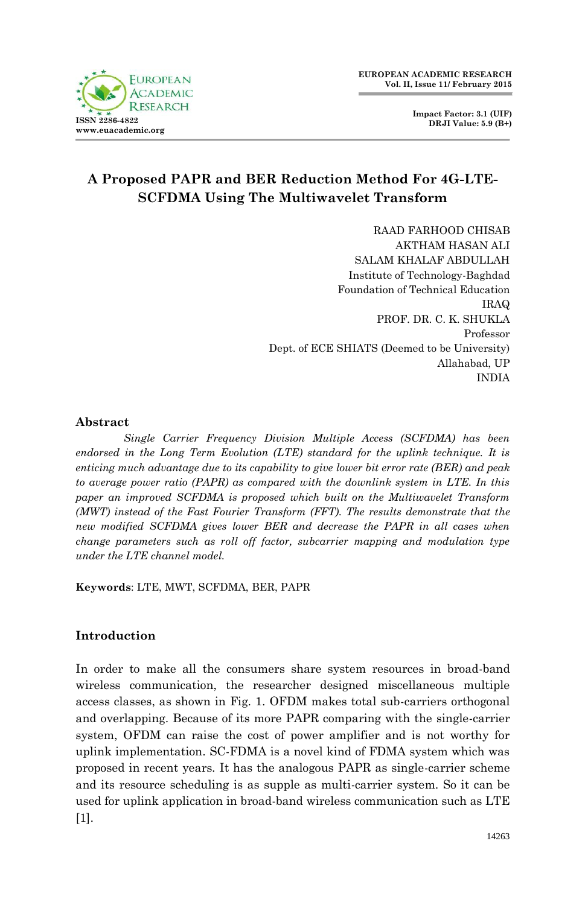# A Proposed PAPR and BER Reduction Method For 4G-LTE-SCFDMA Using The Multiwavelet Transform

RAAD FARHOOD CHISAB
AKTHAM HASAN ALI
SALAM KHALAF ABDULLAH
Institute of Technology-Baghdad
Foundation of Technical Education
IRAQ
PROF. DR. C. K. SHUKLA
Professor
Dept. of ECE SHIATS (Deemed to be University)
Allahabad, UP
INDIA

## Abstract

*Single Carrier Frequency Division Multiple Access (SCFDMA) has been endorsed in the Long Term Evolution (LTE) standard for the uplink technique. It is enticing much advantage due to its capability to give lower bit error rate (BER) and peak to average power ratio (PAPR) as compared with the downlink system in LTE. In this paper an improved SCFDMA is proposed which built on the Multiwavelet Transform (MWT) instead of the Fast Fourier Transform (FFT). The results demonstrate that the new modified SCFDMA gives lower BER and decrease the PAPR in all cases when change parameters such as roll off factor, subcarrier mapping and modulation type under the LTE channel model.*

**Keywords**: LTE, MWT, SCFDMA, BER, PAPR

## Introduction

In order to make all the consumers share system resources in broad-band wireless communication, the researcher designed miscellaneous multiple access classes, as shown in Fig. 1. OFDM makes total sub-carriers orthogonal and overlapping. Because of its more PAPR comparing with the single-carrier system, OFDM can raise the cost of power amplifier and is not worthy for uplink implementation. SC-FDMA is a novel kind of FDMA system which was proposed in recent years. It has the analogous PAPR as single-carrier scheme and its resource scheduling is as supple as multi-carrier system. So it can be used for uplink application in broad-band wireless communication such as LTE [1].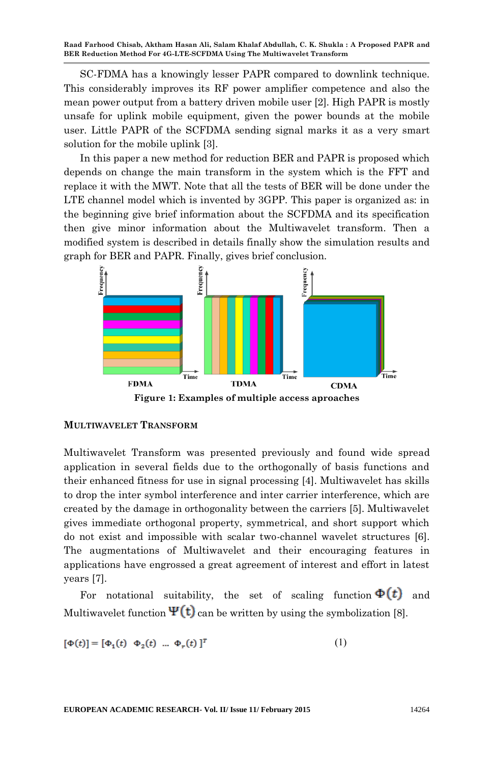SC-FDMA has a knowingly lesser PAPR compared to downlink technique. This considerably improves its RF power amplifier competence and also the mean power output from a battery driven mobile user [2]. High PAPR is mostly unsafe for uplink mobile equipment, given the power bounds at the mobile user. Little PAPR of the SCFDMA sending signal marks it as a very smart solution for the mobile uplink [3].

In this paper a new method for reduction BER and PAPR is proposed which depends on change the main transform in the system which is the FFT and replace it with the MWT. Note that all the tests of BER will be done under the LTE channel model which is invented by 3GPP. This paper is organized as: in the beginning give brief information about the SCFDMA and its specification then give minor information about the Multiwavelet transform. Then a modified system is described in details finally show the simulation results and graph for BER and PAPR. Finally, gives brief conclusion.

**Figure 1: Examples of multiple access aproaches**

## MULTIWAVELET TRANSFORM

Multiwavelet Transform was presented previously and found wide spread application in several fields due to the orthogonally of basis functions and their enhanced fitness for use in signal processing [4]. Multiwavelet has skills to drop the inter symbol interference and inter carrier interference, which are created by the damage in orthogonality between the carriers [5]. Multiwavelet gives immediate orthogonal property, symmetrical, and short support which do not exist and impossible with scalar two-channel wavelet structures [6]. The augmentations of Multiwavelet and their encouraging features in applications have engrossed a great agreement of interest and effort in latest years [7].

For notational suitability, the set of scaling function $\Phi(t)$ and Multiwavelet function $\Psi(t)$ can be written by using the symbolization [8].

$$[\Phi(t)] = [\Phi_1(t) \;\; \Phi_2(t) \;\; \dots \;\; \Phi_r(t)\,]^T \tag{1}$$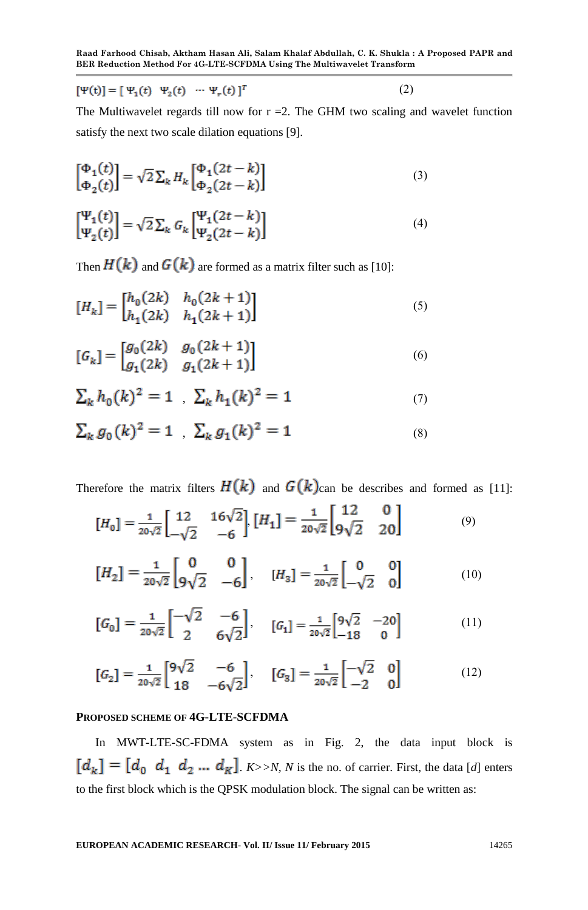$$[\Psi(t)] = [\ \Psi_1(t)\ \ \Psi_2(t)\ \ \cdots\ \Psi_r(t)\ ]^T \tag{2}$$

The Multiwavelet regards till now for r =2. The GHM two scaling and wavelet function satisfy the next two scale dilation equations [9].

$$\begin{bmatrix}\Phi_1(t)\\ \Phi_2(t)\end{bmatrix} = \sqrt{2}\sum_k H_k \begin{bmatrix}\Phi_1(2t-k)\\ \Phi_2(2t-k)\end{bmatrix} \tag{3}$$

$$\begin{bmatrix}\Psi_1(t)\\ \Psi_2(t)\end{bmatrix} = \sqrt{2}\sum_k G_k \begin{bmatrix}\Psi_1(2t-k)\\ \Psi_2(2t-k)\end{bmatrix} \tag{4}$$

Then $H(k)$ and $G(k)$ are formed as a matrix filter such as [10]:

$$[H_k] = \begin{bmatrix}h_0(2k) & h_0(2k+1)\\ h_1(2k) & h_1(2k+1)\end{bmatrix} \tag{5}$$

$$[G_k] = \begin{bmatrix}g_0(2k) & g_0(2k+1)\\ g_1(2k) & g_1(2k+1)\end{bmatrix} \tag{6}$$

$$\sum_k h_0(k)^2 = 1\ \ ,\ \ \sum_k h_1(k)^2 = 1 \tag{7}$$

$$\sum_k g_0(k)^2 = 1\ \ ,\ \ \sum_k g_1(k)^2 = 1 \tag{8}$$

Therefore the matrix filters $H(k)$ and $G(k)$can be describes and formed as [11]:

$$[H_0] = \frac{1}{20\sqrt{2}}\begin{bmatrix}12 & 16\sqrt{2}\\ -\sqrt{2} & -6\end{bmatrix}, [H_1] = \frac{1}{20\sqrt{2}}\begin{bmatrix}12 & 0\\ 9\sqrt{2} & 20\end{bmatrix} \tag{9}$$

$$[H_2] = \frac{1}{20\sqrt{2}}\begin{bmatrix}0 & 0\\ 9\sqrt{2} & -6\end{bmatrix},\quad [H_3] = \frac{1}{20\sqrt{2}}\begin{bmatrix}0 & 0\\ -\sqrt{2} & 0\end{bmatrix} \tag{10}$$

$$[G_0] = \frac{1}{20\sqrt{2}}\begin{bmatrix}-\sqrt{2} & -6\\ 2 & 6\sqrt{2}\end{bmatrix},\quad [G_1] = \frac{1}{20\sqrt{2}}\begin{bmatrix}9\sqrt{2} & -20\\ -18 & 0\end{bmatrix} \tag{11}$$

$$[G_2] = \frac{1}{20\sqrt{2}}\begin{bmatrix}9\sqrt{2} & -6\\ 18 & -6\sqrt{2}\end{bmatrix},\quad [G_3] = \frac{1}{20\sqrt{2}}\begin{bmatrix}-\sqrt{2} & 0\\ -2 & 0\end{bmatrix} \tag{12}$$

## PROPOSED SCHEME OF 4G-LTE-SCFDMA

In MWT-LTE-SC-FDMA system as in Fig. 2, the data input block is $[d_k] = [d_0\ \ d_1\ \ d_2\ \ldots\ d_K]$. *K>>N, N* is the no. of carrier. First, the data [*d*] enters to the first block which is the QPSK modulation block. The signal can be written as: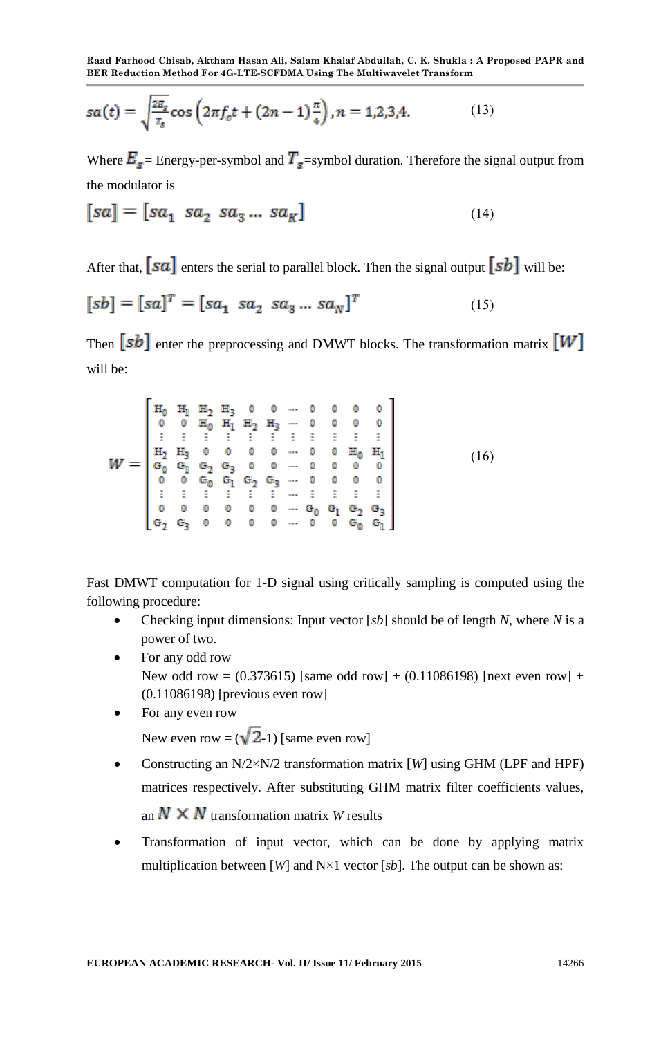$$sa(t) = \sqrt{\frac{2E_s}{T_s}} \cos\left(2\pi f_c t + (2n-1)\frac{\pi}{4}\right), n = 1,2,3,4. \tag{13}$$

Where $E_s$ = Energy-per-symbol and $T_s$=symbol duration. Therefore the signal output from the modulator is

$$[sa] = [sa_1 \;\; sa_2 \;\; sa_3 \ldots \; sa_K] \tag{14}$$

After that, $[sa]$ enters the serial to parallel block. Then the signal output $[sb]$ will be:

$$[sb] = [sa]^T = [sa_1 \;\; sa_2 \;\; sa_3 \ldots \; sa_N]^T \tag{15}$$

Then $[sb]$ enter the preprocessing and DMWT blocks. The transformation matrix $[W]$ will be:

$$W = \begin{bmatrix} H_0 & H_1 & H_2 & H_3 & 0 & 0 & \cdots & 0 & 0 & 0 & 0 \\ 0 & 0 & H_0 & H_1 & H_2 & H_3 & \cdots & 0 & 0 & 0 & 0 \\ \vdots & \vdots & \vdots & \vdots & \vdots & \vdots & \vdots & \vdots & \vdots & \vdots & \vdots \\ H_2 & H_3 & 0 & 0 & 0 & 0 & \cdots & 0 & 0 & H_0 & H_1 \\ G_0 & G_1 & G_2 & G_3 & 0 & 0 & \cdots & 0 & 0 & 0 & 0 \\ 0 & 0 & G_0 & G_1 & G_2 & G_3 & \cdots & 0 & 0 & 0 & 0 \\ \vdots & \vdots & \vdots & \vdots & \vdots & \vdots & \cdots & \vdots & \vdots & \vdots & \vdots \\ 0 & 0 & 0 & 0 & 0 & 0 & \cdots & G_0 & G_1 & G_2 & G_3 \\ G_2 & G_3 & 0 & 0 & 0 & 0 & \cdots & 0 & 0 & G_0 & G_1 \end{bmatrix} \tag{16}$$

Fast DMWT computation for 1-D signal using critically sampling is computed using the following procedure:

- Checking input dimensions: Input vector [*sb*] should be of length *N*, where *N* is a power of two.
- For any odd row
  New odd row = (0.373615) [same odd row] + (0.11086198) [next even row] + (0.11086198) [previous even row]
- For any even row
  New even row = ($\sqrt{2}$-1) [same even row]
- Constructing an N/2×N/2 transformation matrix [*W*] using GHM (LPF and HPF) matrices respectively. After substituting GHM matrix filter coefficients values, an $N \times N$ transformation matrix *W* results
- Transformation of input vector, which can be done by applying matrix multiplication between [*W*] and N×1 vector [*sb*]. The output can be shown as: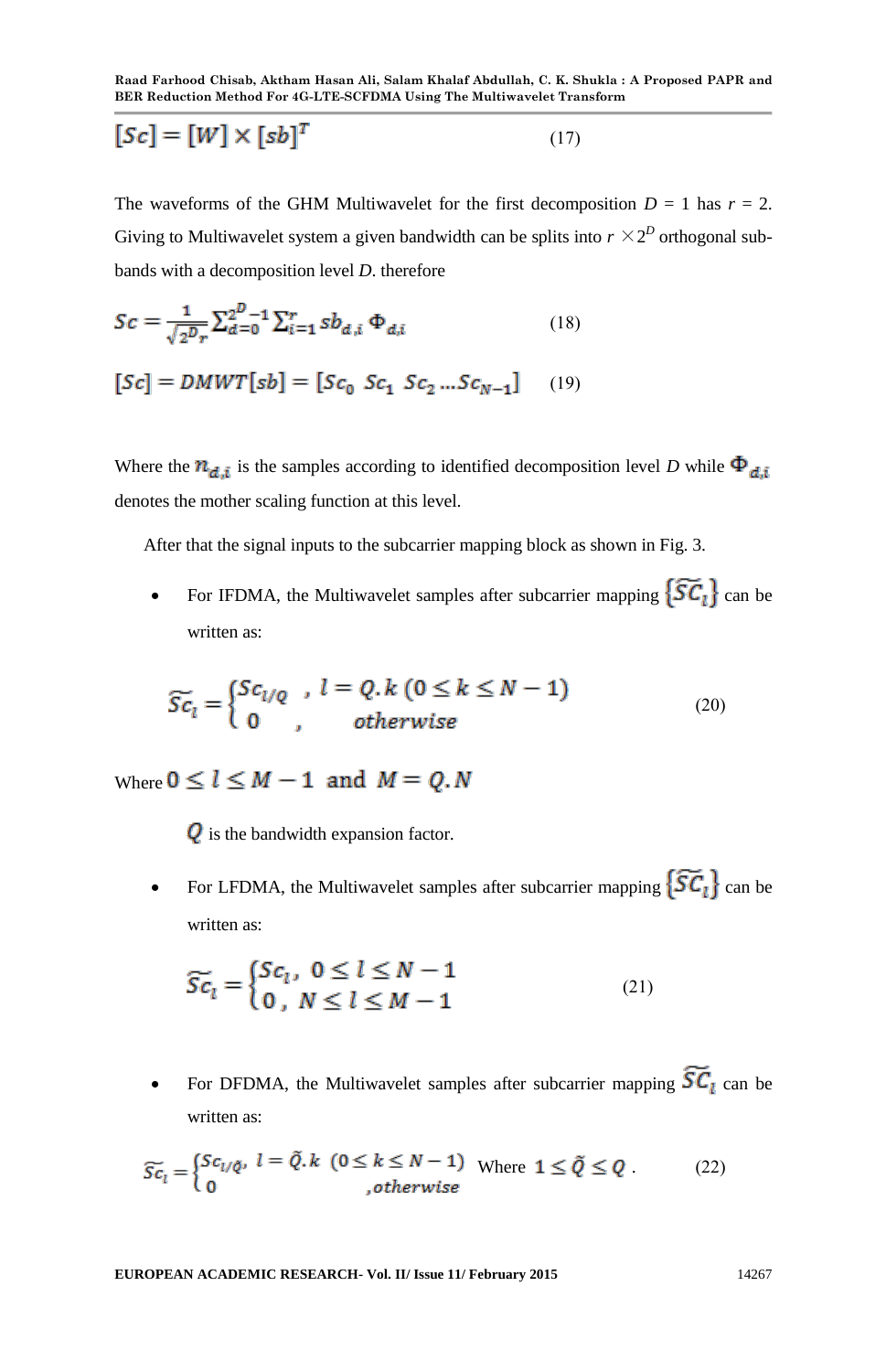$$[Sc] = [W] \times [sb]^T \qquad (17)$$

The waveforms of the GHM Multiwavelet for the first decomposition $D$ = 1 has $r$ = 2. Giving to Multiwavelet system a given bandwidth can be splits into $r \times 2^D$ orthogonal sub-bands with a decomposition level $D$. therefore

$$Sc = \frac{1}{\sqrt{2^D r}} \sum_{d=0}^{2^D-1} \sum_{i=1}^{r} sb_{d,i}\, \Phi_{d,i} \qquad (18)$$

$$[Sc] = DMWT[sb] = [Sc_0 \; Sc_1 \; Sc_2 \ldots Sc_{N-1}] \qquad (19)$$

Where the $n_{d,i}$ is the samples according to identified decomposition level $D$ while $\Phi_{d,i}$ denotes the mother scaling function at this level.

After that the signal inputs to the subcarrier mapping block as shown in Fig. 3.

- For IFDMA, the Multiwavelet samples after subcarrier mapping $\{\widetilde{SC}_l\}$ can be written as:

$$\widetilde{Sc}_l = \begin{cases} Sc_{l/Q} & , l = Q.k \; (0 \le k \le N-1) \\ 0 & , \quad otherwise \end{cases} \qquad (20)$$

Where $0 \le l \le M-1$ and $M = Q.N$

$Q$ is the bandwidth expansion factor.

- For LFDMA, the Multiwavelet samples after subcarrier mapping $\{\widetilde{SC}_l\}$ can be written as:

$$\widetilde{Sc}_l = \begin{cases} Sc_l , & 0 \le l \le N-1 \\ 0 , & N \le l \le M-1 \end{cases} \qquad (21)$$

- For DFDMA, the Multiwavelet samples after subcarrier mapping $\widetilde{SC}_l$ can be written as:

$$\widetilde{Sc}_l = \begin{cases} Sc_{l/\tilde{Q}}, & l = \tilde{Q}.k \; (0 \le k \le N-1) \\ 0 & ,otherwise \end{cases} \quad \text{Where } 1 \le \tilde{Q} \le Q . \qquad (22)$$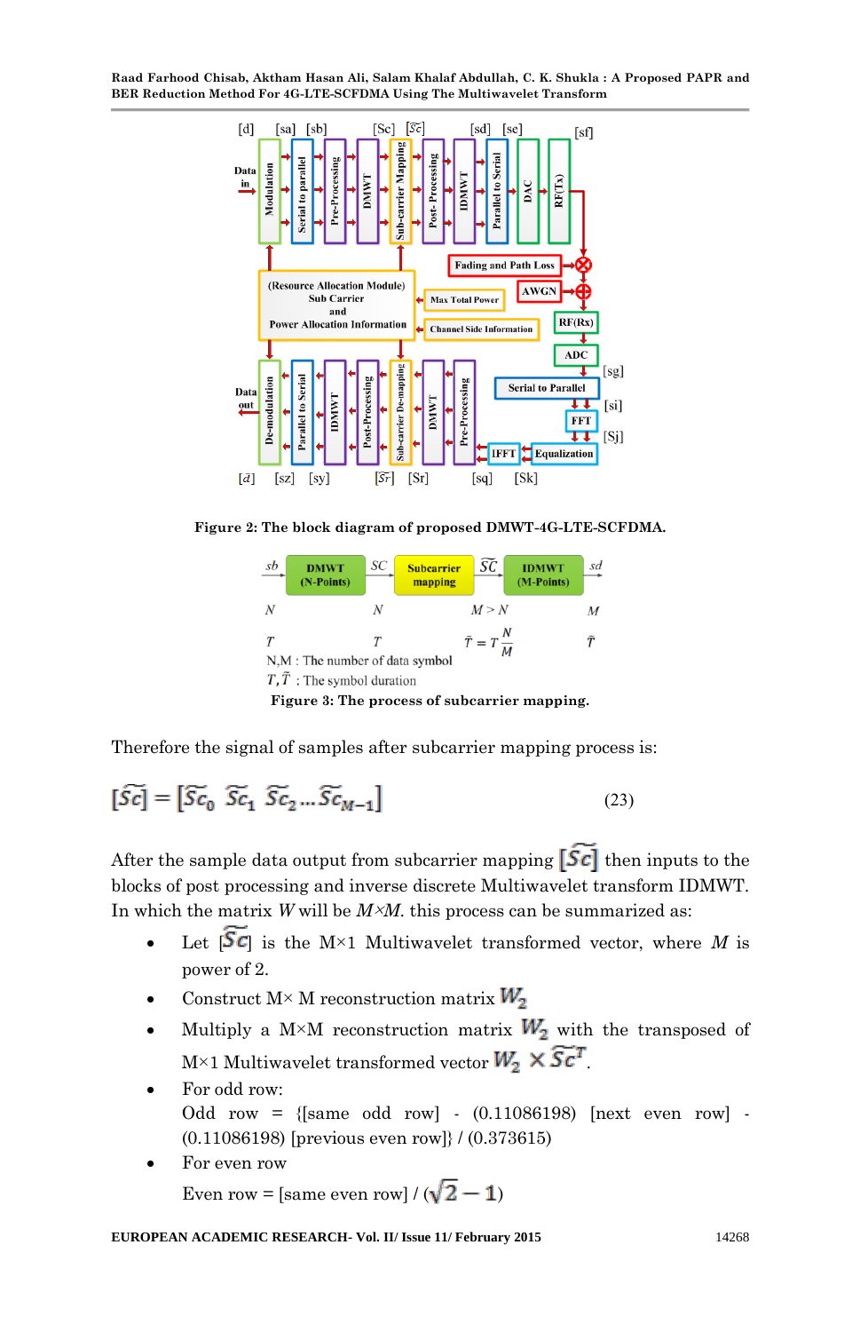Figure 2: The block diagram of proposed DMWT-4G-LTE-SCFDMA.

Figure 3: The process of subcarrier mapping.

Therefore the signal of samples after subcarrier mapping process is:

$$[\widetilde{Sc}] = [\widetilde{Sc}_0 \;\; \widetilde{Sc}_1 \;\; \widetilde{Sc}_2 \ldots \widetilde{Sc}_{M-1}] \tag{23}$$

After the sample data output from subcarrier mapping $[\widetilde{Sc}]$ then inputs to the blocks of post processing and inverse discrete Multiwavelet transform IDMWT. In which the matrix $W$ will be $M{\times}M$. this process can be summarized as:

- Let $[\widetilde{Sc}]$ is the M×1 Multiwavelet transformed vector, where $M$ is power of 2.
- Construct M× M reconstruction matrix $W_2$
- Multiply a M×M reconstruction matrix $W_2$ with the transposed of M×1 Multiwavelet transformed vector $W_2 \times \widetilde{Sc}^T$.
- For odd row:
  Odd row = {[same odd row] - (0.11086198) [next even row] - (0.11086198) [previous even row]} / (0.373615)
- For even row
  Even row = [same even row] / ($\sqrt{2} - 1$)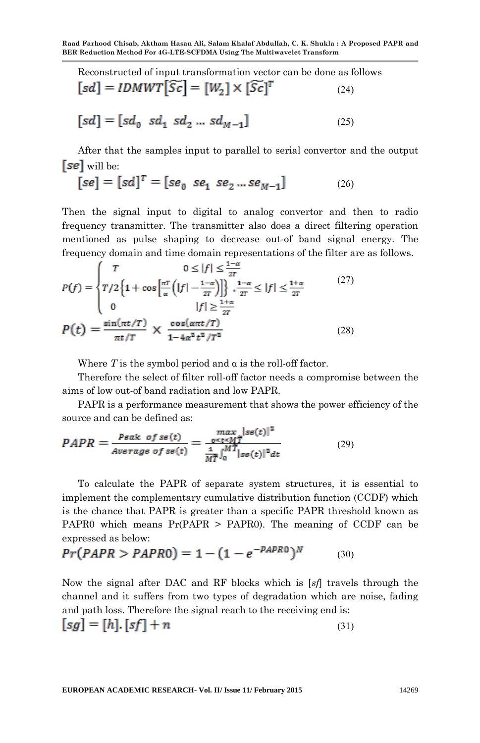Reconstructed of input transformation vector can be done as follows

$$[sd] = IDMWT[\widetilde{Sc}] = [W_2] \times [\widetilde{Sc}]^T \tag{24}$$

$$[sd] = [sd_0 \;\; sd_1 \;\; sd_2 \ldots sd_{M-1}] \tag{25}$$

After that the samples input to parallel to serial convertor and the output $[se]$ will be:

$$[se] = [sd]^T = [se_0 \;\; se_1 \;\; se_2 \ldots se_{M-1}] \tag{26}$$

Then the signal input to digital to analog convertor and then to radio frequency transmitter. The transmitter also does a direct filtering operation mentioned as pulse shaping to decrease out-of band signal energy. The frequency domain and time domain representations of the filter are as follows.

$$P(f) = \begin{cases} T & 0 \le |f| \le \frac{1-\alpha}{2T} \\ T/2\left\{1 + \cos\left[\frac{\pi T}{\alpha}\left(|f| - \frac{1-\alpha}{2T}\right)\right]\right\}, & \frac{1-\alpha}{2T} \le |f| \le \frac{1+\alpha}{2T} \\ 0 & |f| \ge \frac{1+\alpha}{2T} \end{cases} \tag{27}$$

$$P(t) = \frac{\sin(\pi t/T)}{\pi t/T} \times \frac{\cos(\alpha \pi t/T)}{1 - 4\alpha^2 t^2/T^2} \tag{28}$$

Where $T$ is the symbol period and α is the roll-off factor.

Therefore the select of filter roll-off factor needs a compromise between the aims of low out-of band radiation and low PAPR.

PAPR is a performance measurement that shows the power efficiency of the source and can be defined as:

$$PAPR = \frac{Peak\ of\ se(t)}{Average\ of\ se(t)} = \frac{\max_{0 \le t \le MT} |se(t)|^2}{\frac{1}{MT}\int_0^{MT} |se(t)|^2 dt} \tag{29}$$

To calculate the PAPR of separate system structures, it is essential to implement the complementary cumulative distribution function (CCDF) which is the chance that PAPR is greater than a specific PAPR threshold known as PAPR0 which means Pr(PAPR > PAPR0). The meaning of CCDF can be expressed as below:

$$Pr(PAPR > PAPR0) = 1 - \left(1 - e^{-PAPR0}\right)^N \tag{30}$$

Now the signal after DAC and RF blocks which is $[sf]$ travels through the channel and it suffers from two types of degradation which are noise, fading and path loss. Therefore the signal reach to the receiving end is:

$$[sg] = [h].[sf] + n \tag{31}$$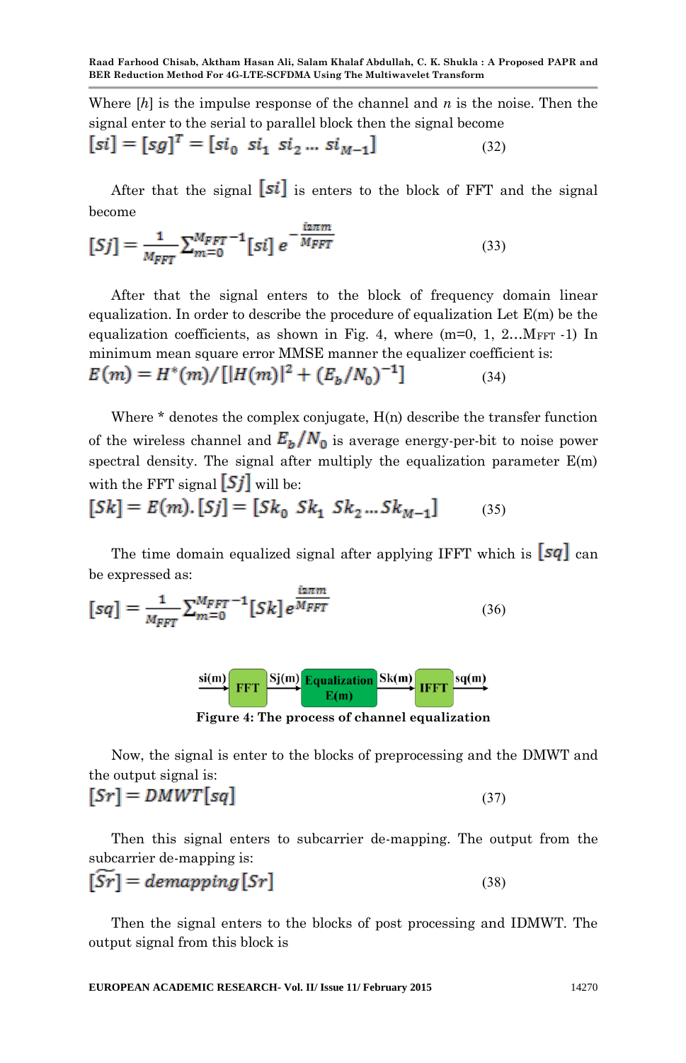Where $[h]$ is the impulse response of the channel and $n$ is the noise. Then the signal enter to the serial to parallel block then the signal become

$$[si] = [sg]^T = [si_0 \ \ si_1 \ \ si_2 \dots si_{M-1}] \qquad (32)$$

After that the signal $[si]$ is enters to the block of FFT and the signal become

$$[Sj] = \frac{1}{M_{FFT}} \sum_{m=0}^{M_{FFT}-1} [si] \, e^{-\frac{i2\pi m}{M_{FFT}}} \qquad (33)$$

After that the signal enters to the block of frequency domain linear equalization. In order to describe the procedure of equalization Let E(m) be the equalization coefficients, as shown in Fig. 4, where (m=0, 1, 2...$M_{FFT}$ -1) In minimum mean square error MMSE manner the equalizer coefficient is:

$$E(m) = H^*(m)/[|H(m)|^2 + (E_b/N_0)^{-1}] \qquad (34)$$

Where * denotes the complex conjugate, H(n) describe the transfer function of the wireless channel and $E_b/N_0$ is average energy-per-bit to noise power spectral density. The signal after multiply the equalization parameter E(m) with the FFT signal $[Sj]$ will be:

$$[Sk] = E(m).[Sj] = [Sk_0 \ \ Sk_1 \ \ Sk_2 \dots Sk_{M-1}] \qquad (35)$$

The time domain equalized signal after applying IFFT which is $[sq]$ can be expressed as:

$$[sq] = \frac{1}{M_{FFT}} \sum_{m=0}^{M_{FFT}-1} [Sk] \, e^{\frac{i2\pi m}{M_{FFT}}} \qquad (36)$$

si(m) → FFT → Sj(m) → Equalization E(m) → Sk(m) → IFFT → sq(m)

**Figure 4: The process of channel equalization**

Now, the signal is enter to the blocks of preprocessing and the DMWT and the output signal is:

$$[Sr] = DMWT[sq] \qquad (37)$$

Then this signal enters to subcarrier de-mapping. The output from the subcarrier de-mapping is:

$$[\widetilde{Sr}] = demapping[Sr] \qquad (38)$$

Then the signal enters to the blocks of post processing and IDMWT. The output signal from this block is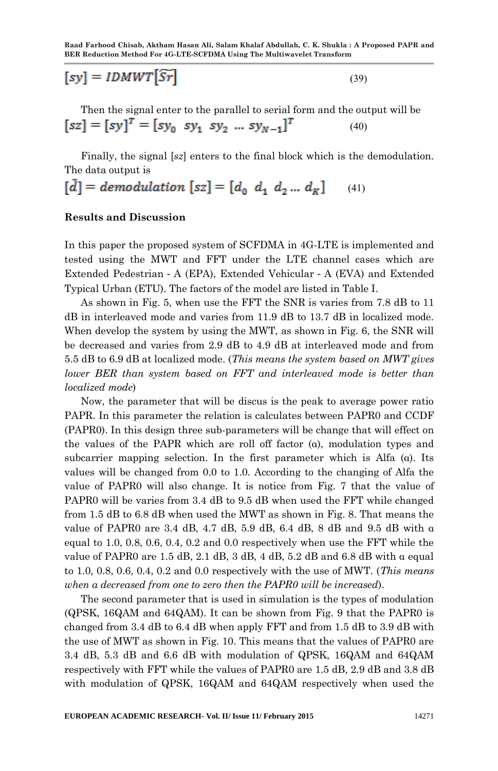$$[sy] = IDMWT[\widehat{Sr}] \tag{39}$$

Then the signal enter to the parallel to serial form and the output will be

$$[sz] = [sy]^T = [sy_0 \;\; sy_1 \;\; sy_2 \;\dots\; sy_{N-1}]^T \tag{40}$$

Finally, the signal [*sz*] enters to the final block which is the demodulation. The data output is

$$[\tilde{d}] = demodulation\ [sz] = [d_0 \;\; d_1 \;\; d_2 \dots d_K] \tag{41}$$

### Results and Discussion

In this paper the proposed system of SCFDMA in 4G-LTE is implemented and tested using the MWT and FFT under the LTE channel cases which are Extended Pedestrian - A (EPA), Extended Vehicular - A (EVA) and Extended Typical Urban (ETU). The factors of the model are listed in Table I.

As shown in Fig. 5, when use the FFT the SNR is varies from 7.8 dB to 11 dB in interleaved mode and varies from 11.9 dB to 13.7 dB in localized mode. When develop the system by using the MWT, as shown in Fig. 6, the SNR will be decreased and varies from 2.9 dB to 4.9 dB at interleaved mode and from 5.5 dB to 6.9 dB at localized mode. (*This means the system based on MWT gives lower BER than system based on FFT and interleaved mode is better than localized mode*)

Now, the parameter that will be discus is the peak to average power ratio PAPR. In this parameter the relation is calculates between PAPR0 and CCDF (PAPR0). In this design three sub-parameters will be change that will effect on the values of the PAPR which are roll off factor (α), modulation types and subcarrier mapping selection. In the first parameter which is Alfa (α). Its values will be changed from 0.0 to 1.0. According to the changing of Alfa the value of PAPR0 will also change. It is notice from Fig. 7 that the value of PAPR0 will be varies from 3.4 dB to 9.5 dB when used the FFT while changed from 1.5 dB to 6.8 dB when used the MWT as shown in Fig. 8. That means the value of PAPR0 are 3.4 dB, 4.7 dB, 5.9 dB, 6.4 dB, 8 dB and 9.5 dB with α equal to 1.0, 0.8, 0.6, 0.4, 0.2 and 0.0 respectively when use the FFT while the value of PAPR0 are 1.5 dB, 2.1 dB, 3 dB, 4 dB, 5.2 dB and 6.8 dB with α equal to 1.0, 0.8, 0.6, 0.4, 0.2 and 0.0 respectively with the use of MWT. (*This means when a decreased from one to zero then the PAPR0 will be increased*).

The second parameter that is used in simulation is the types of modulation (QPSK, 16QAM and 64QAM). It can be shown from Fig. 9 that the PAPR0 is changed from 3.4 dB to 6.4 dB when apply FFT and from 1.5 dB to 3.9 dB with the use of MWT as shown in Fig. 10. This means that the values of PAPR0 are 3.4 dB, 5.3 dB and 6.6 dB with modulation of QPSK, 16QAM and 64QAM respectively with FFT while the values of PAPR0 are 1.5 dB, 2.9 dB and 3.8 dB with modulation of QPSK, 16QAM and 64QAM respectively when used the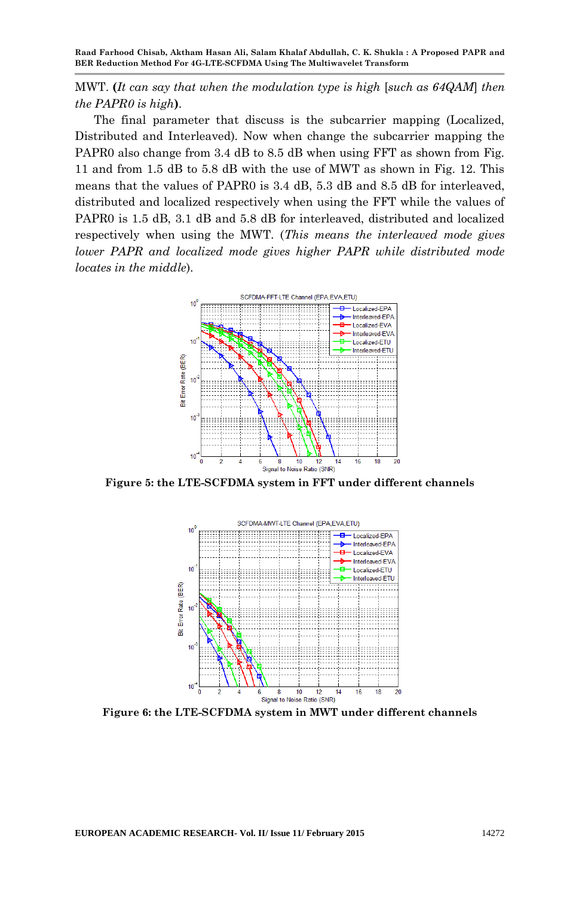MWT. **(***It can say that when the modulation type is high* [*such as 64QAM*] *then the PAPR0 is high***)**.

The final parameter that discuss is the subcarrier mapping (Localized, Distributed and Interleaved). Now when change the subcarrier mapping the PAPR0 also change from 3.4 dB to 8.5 dB when using FFT as shown from Fig. 11 and from 1.5 dB to 5.8 dB with the use of MWT as shown in Fig. 12. This means that the values of PAPR0 is 3.4 dB, 5.3 dB and 8.5 dB for interleaved, distributed and localized respectively when using the FFT while the values of PAPR0 is 1.5 dB, 3.1 dB and 5.8 dB for interleaved, distributed and localized respectively when using the MWT. (*This means the interleaved mode gives lower PAPR and localized mode gives higher PAPR while distributed mode locates in the middle*).

**Figure 5: the LTE-SCFDMA system in FFT under different channels**

**Figure 6: the LTE-SCFDMA system in MWT under different channels**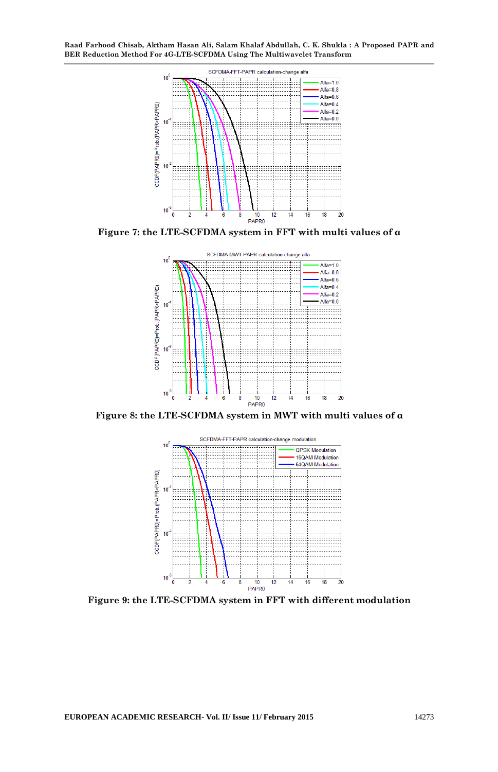Figure 7: the LTE-SCFDMA system in FFT with multi values of α

Figure 8: the LTE-SCFDMA system in MWT with multi values of α

Figure 9: the LTE-SCFDMA system in FFT with different modulation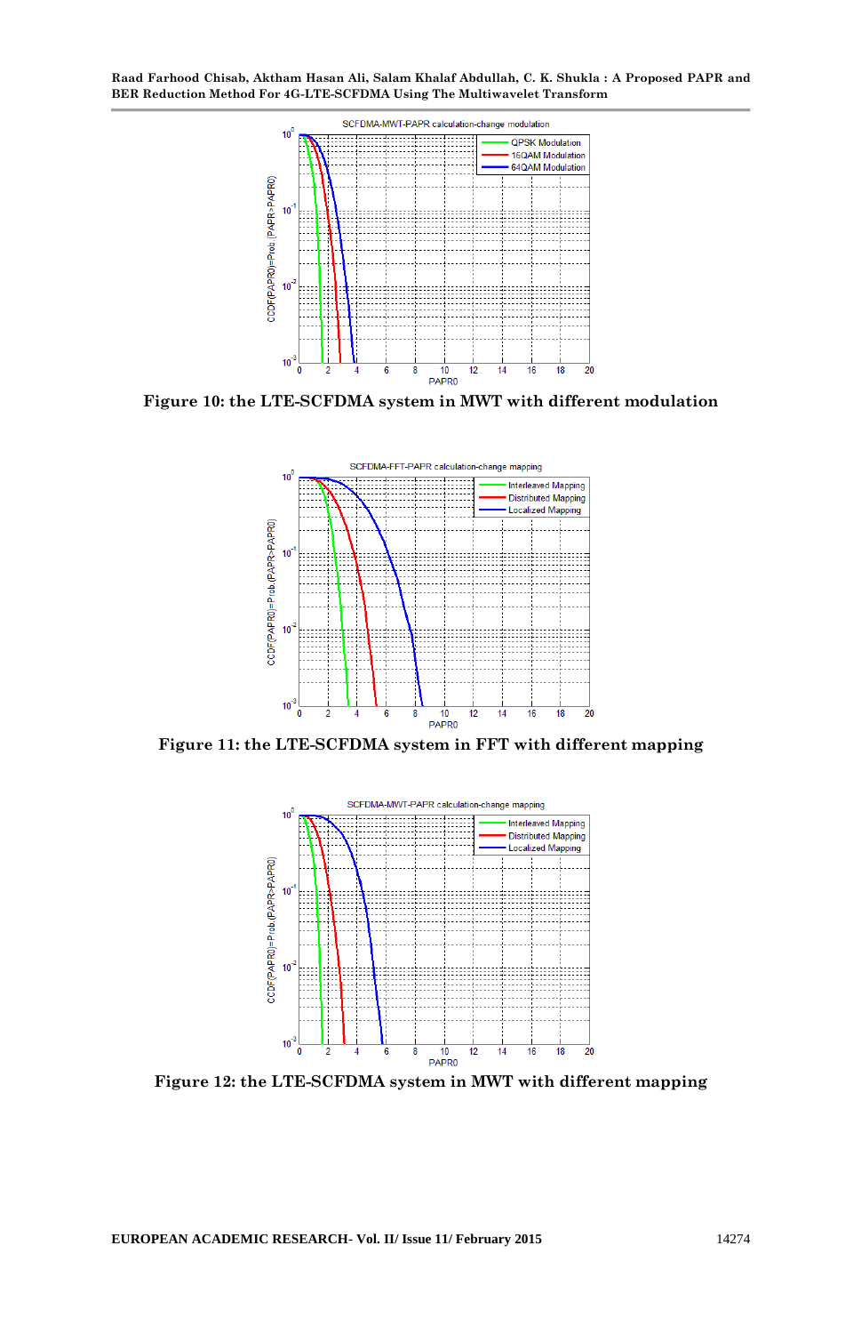Figure 10: the LTE-SCFDMA system in MWT with different modulation

Figure 11: the LTE-SCFDMA system in FFT with different mapping

Figure 12: the LTE-SCFDMA system in MWT with different mapping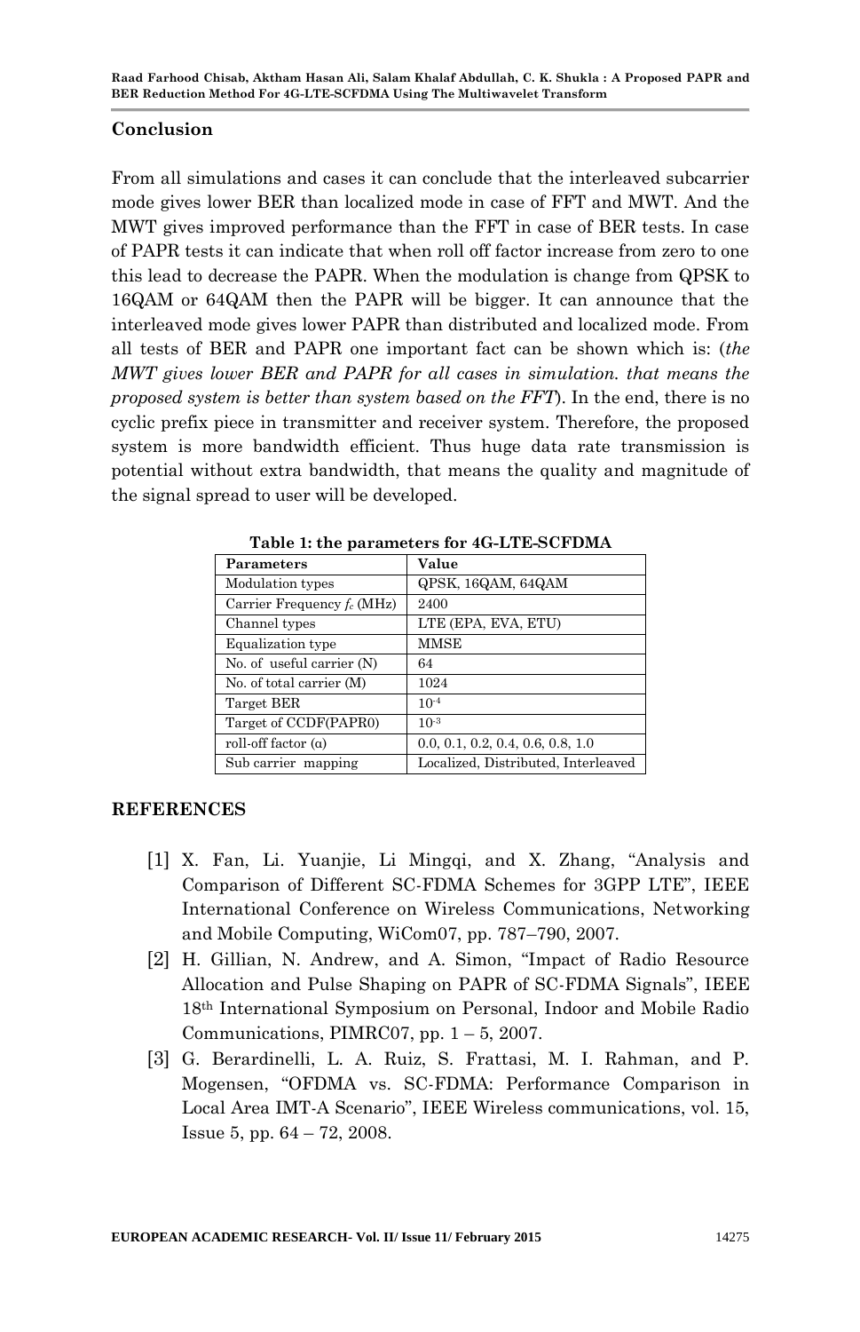## Conclusion

From all simulations and cases it can conclude that the interleaved subcarrier mode gives lower BER than localized mode in case of FFT and MWT. And the MWT gives improved performance than the FFT in case of BER tests. In case of PAPR tests it can indicate that when roll off factor increase from zero to one this lead to decrease the PAPR. When the modulation is change from QPSK to 16QAM or 64QAM then the PAPR will be bigger. It can announce that the interleaved mode gives lower PAPR than distributed and localized mode. From all tests of BER and PAPR one important fact can be shown which is: (*the MWT gives lower BER and PAPR for all cases in simulation. that means the proposed system is better than system based on the FFT*). In the end, there is no cyclic prefix piece in transmitter and receiver system. Therefore, the proposed system is more bandwidth efficient. Thus huge data rate transmission is potential without extra bandwidth, that means the quality and magnitude of the signal spread to user will be developed.

**Table 1: the parameters for 4G-LTE-SCFDMA**

| Parameters | Value |
|---|---|
| Modulation types | QPSK, 16QAM, 64QAM |
| Carrier Frequency $f_c$ (MHz) | 2400 |
| Channel types | LTE (EPA, EVA, ETU) |
| Equalization type | MMSE |
| No. of useful carrier (N) | 64 |
| No. of total carrier (M) | 1024 |
| Target BER | $10^{-4}$ |
| Target of CCDF(PAPR0) | $10^{-3}$ |
| roll-off factor (α) | 0.0, 0.1, 0.2, 0.4, 0.6, 0.8, 1.0 |
| Sub carrier mapping | Localized, Distributed, Interleaved |

## REFERENCES

[1] X. Fan, Li. Yuanjie, Li Mingqi, and X. Zhang, "Analysis and Comparison of Different SC-FDMA Schemes for 3GPP LTE", IEEE International Conference on Wireless Communications, Networking and Mobile Computing, WiCom07, pp. 787–790, 2007.

[2] H. Gillian, N. Andrew, and A. Simon, "Impact of Radio Resource Allocation and Pulse Shaping on PAPR of SC-FDMA Signals", IEEE 18th International Symposium on Personal, Indoor and Mobile Radio Communications, PIMRC07, pp. 1 – 5, 2007.

[3] G. Berardinelli, L. A. Ruiz, S. Frattasi, M. I. Rahman, and P. Mogensen, "OFDMA vs. SC-FDMA: Performance Comparison in Local Area IMT-A Scenario", IEEE Wireless communications, vol. 15, Issue 5, pp. 64 – 72, 2008.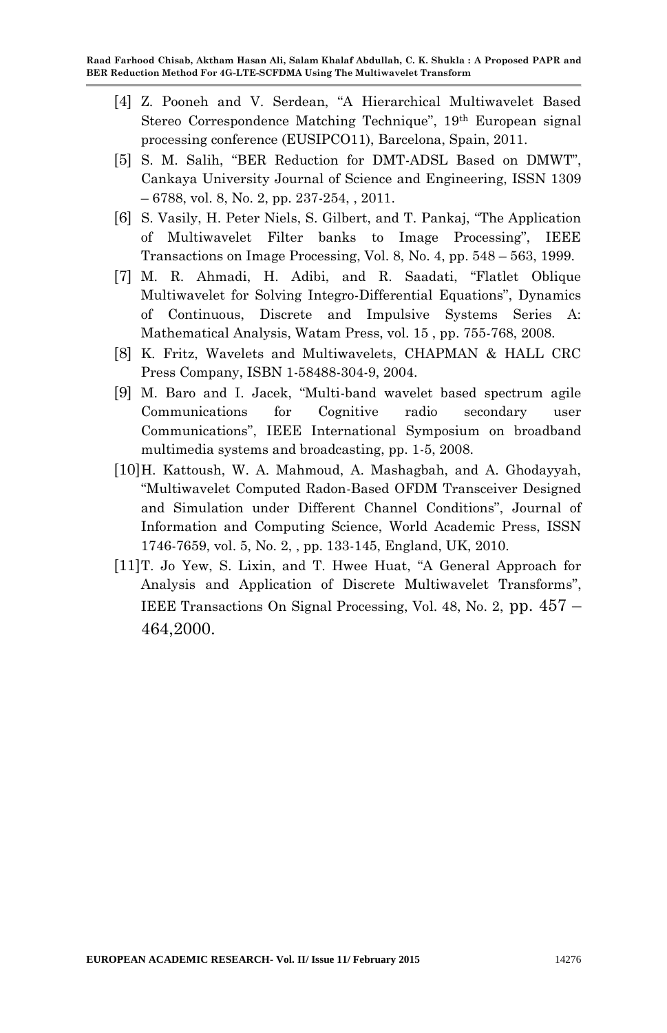[4] Z. Pooneh and V. Serdean, "A Hierarchical Multiwavelet Based Stereo Correspondence Matching Technique", 19th European signal processing conference (EUSIPCO11), Barcelona, Spain, 2011.

[5] S. M. Salih, "BER Reduction for DMT-ADSL Based on DMWT", Cankaya University Journal of Science and Engineering, ISSN 1309 – 6788, vol. 8, No. 2, pp. 237-254, , 2011.

[6] S. Vasily, H. Peter Niels, S. Gilbert, and T. Pankaj, "The Application of Multiwavelet Filter banks to Image Processing", IEEE Transactions on Image Processing, Vol. 8, No. 4, pp. 548 – 563, 1999.

[7] M. R. Ahmadi, H. Adibi, and R. Saadati, "Flatlet Oblique Multiwavelet for Solving Integro-Differential Equations", Dynamics of Continuous, Discrete and Impulsive Systems Series A: Mathematical Analysis, Watam Press, vol. 15 , pp. 755-768, 2008.

[8] K. Fritz, Wavelets and Multiwavelets, CHAPMAN & HALL CRC Press Company, ISBN 1-58488-304-9, 2004.

[9] M. Baro and I. Jacek, "Multi-band wavelet based spectrum agile Communications for Cognitive radio secondary user Communications", IEEE International Symposium on broadband multimedia systems and broadcasting, pp. 1-5, 2008.

[10] H. Kattoush, W. A. Mahmoud, A. Mashagbah, and A. Ghodayyah, "Multiwavelet Computed Radon-Based OFDM Transceiver Designed and Simulation under Different Channel Conditions", Journal of Information and Computing Science, World Academic Press, ISSN 1746-7659, vol. 5, No. 2, , pp. 133-145, England, UK, 2010.

[11] T. Jo Yew, S. Lixin, and T. Hwee Huat, "A General Approach for Analysis and Application of Discrete Multiwavelet Transforms", IEEE Transactions On Signal Processing, Vol. 48, No. 2, pp. 457 – 464,2000.